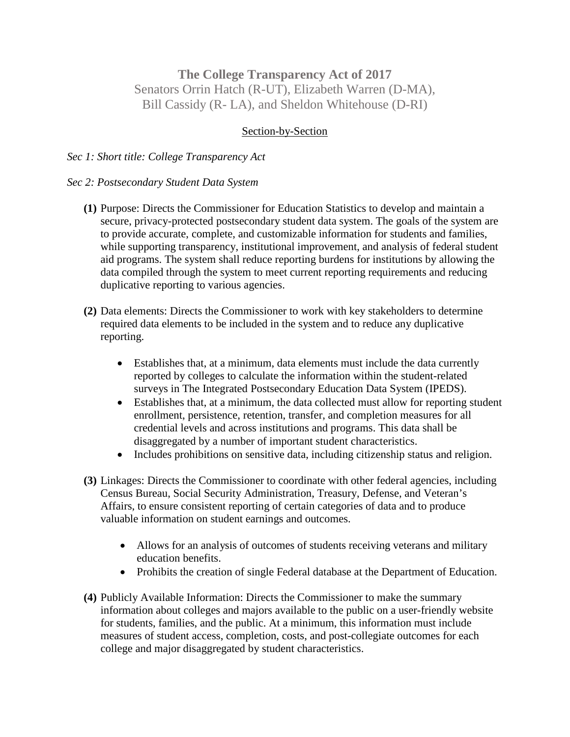# The College Transparency Act of 2017

Senators Orrin Hatch (R-UT), Elizabeth Warren (D-MA), Bill Cassidy (R- LA), and Sheldon Whitehouse (D-RI)

## Section-by-Section

*Sec 1: Short title: College Transparency Act*

*Sec 2: Postsecondary Student Data System*

**(1)** Purpose: Directs the Commissioner for Education Statistics to develop and maintain a secure, privacy-protected postsecondary student data system. The goals of the system are to provide accurate, complete, and customizable information for students and families, while supporting transparency, institutional improvement, and analysis of federal student aid programs. The system shall reduce reporting burdens for institutions by allowing the data compiled through the system to meet current reporting requirements and reducing duplicative reporting to various agencies.

**(2)** Data elements: Directs the Commissioner to work with key stakeholders to determine required data elements to be included in the system and to reduce any duplicative reporting.

- Establishes that, at a minimum, data elements must include the data currently reported by colleges to calculate the information within the student-related surveys in The Integrated Postsecondary Education Data System (IPEDS).
- Establishes that, at a minimum, the data collected must allow for reporting student enrollment, persistence, retention, transfer, and completion measures for all credential levels and across institutions and programs. This data shall be disaggregated by a number of important student characteristics.
- Includes prohibitions on sensitive data, including citizenship status and religion.

**(3)** Linkages: Directs the Commissioner to coordinate with other federal agencies, including Census Bureau, Social Security Administration, Treasury, Defense, and Veteran's Affairs, to ensure consistent reporting of certain categories of data and to produce valuable information on student earnings and outcomes.

- Allows for an analysis of outcomes of students receiving veterans and military education benefits.
- Prohibits the creation of single Federal database at the Department of Education.

**(4)** Publicly Available Information: Directs the Commissioner to make the summary information about colleges and majors available to the public on a user-friendly website for students, families, and the public. At a minimum, this information must include measures of student access, completion, costs, and post-collegiate outcomes for each college and major disaggregated by student characteristics.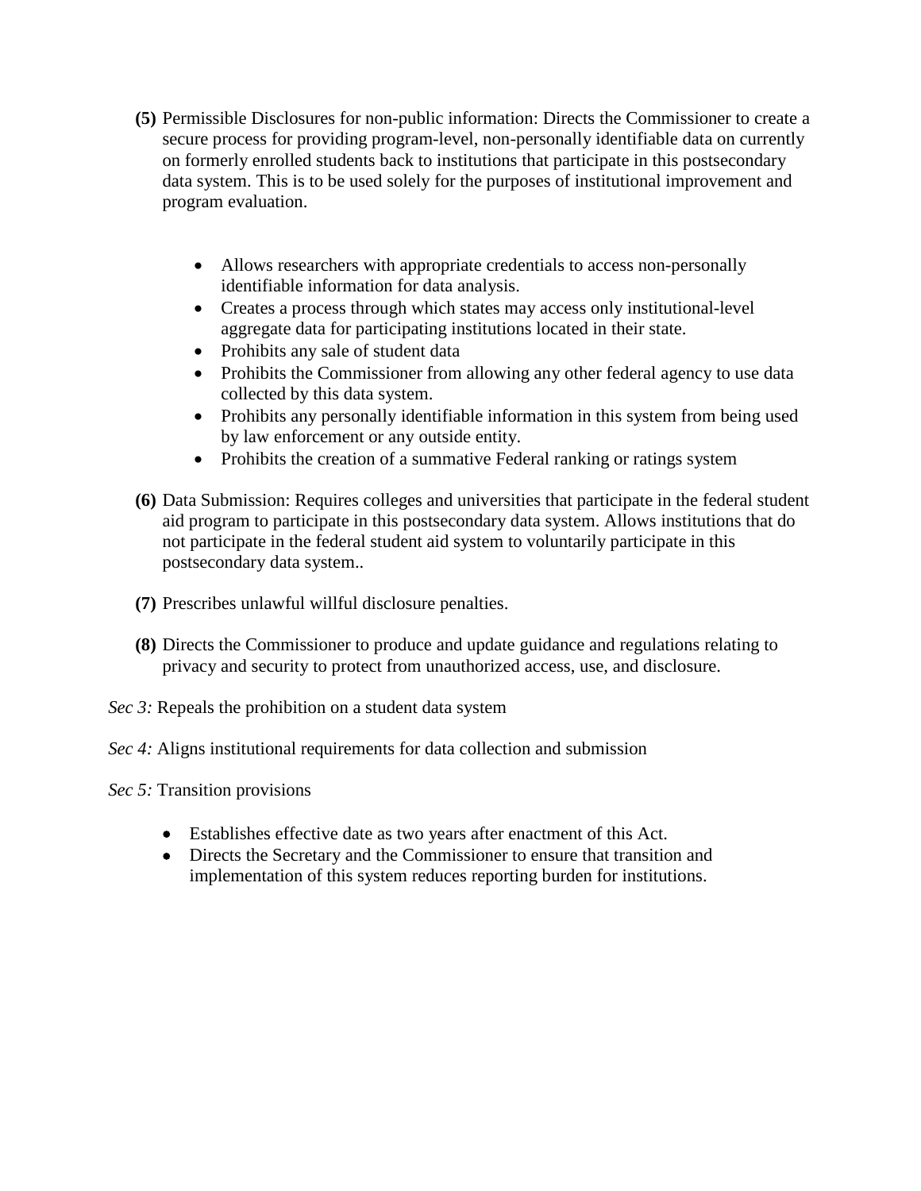**(5)** Permissible Disclosures for non-public information: Directs the Commissioner to create a secure process for providing program-level, non-personally identifiable data on currently on formerly enrolled students back to institutions that participate in this postsecondary data system. This is to be used solely for the purposes of institutional improvement and program evaluation.

- Allows researchers with appropriate credentials to access non-personally identifiable information for data analysis.
- Creates a process through which states may access only institutional-level aggregate data for participating institutions located in their state.
- Prohibits any sale of student data
- Prohibits the Commissioner from allowing any other federal agency to use data collected by this data system.
- Prohibits any personally identifiable information in this system from being used by law enforcement or any outside entity.
- Prohibits the creation of a summative Federal ranking or ratings system

**(6)** Data Submission: Requires colleges and universities that participate in the federal student aid program to participate in this postsecondary data system. Allows institutions that do not participate in the federal student aid system to voluntarily participate in this postsecondary data system..

**(7)** Prescribes unlawful willful disclosure penalties.

**(8)** Directs the Commissioner to produce and update guidance and regulations relating to privacy and security to protect from unauthorized access, use, and disclosure.

*Sec 3:* Repeals the prohibition on a student data system

*Sec 4:* Aligns institutional requirements for data collection and submission

*Sec 5:* Transition provisions

- Establishes effective date as two years after enactment of this Act.
- Directs the Secretary and the Commissioner to ensure that transition and implementation of this system reduces reporting burden for institutions.